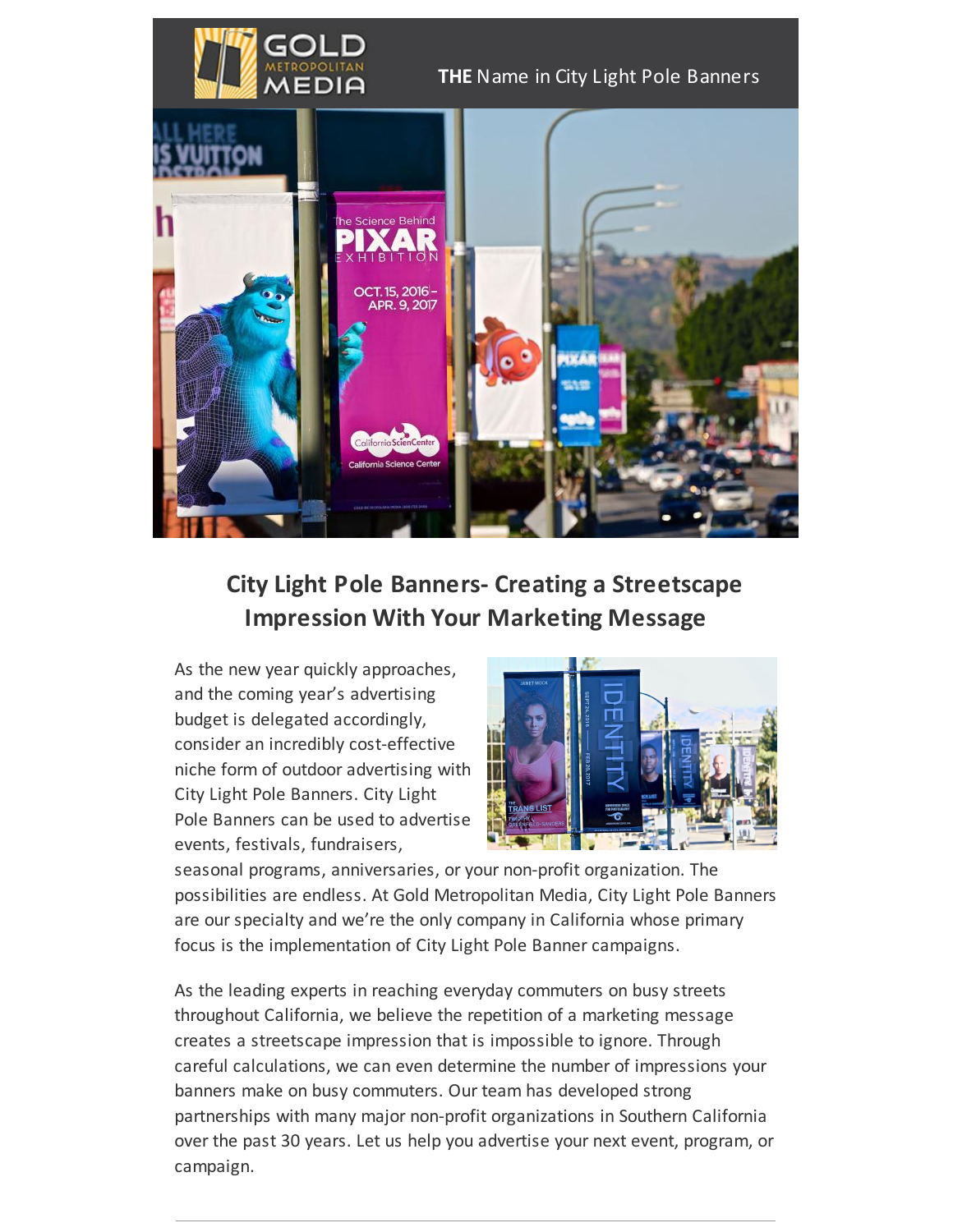THE Name in City Light Pole Banners

## City Light Pole Banners- Creating a Streetscape Impression With Your Marketing Message

As the new year quickly approaches, and the coming year's advertising budget is delegated accordingly, consider an incredibly cost-effective niche form of outdoor advertising with City Light Pole Banners. City Light Pole Banners can be used to advertise events, festivals, fundraisers, seasonal programs, anniversaries, or your non-profit organization. The possibilities are endless. At Gold Metropolitan Media, City Light Pole Banners are our specialty and we're the only company in California whose primary focus is the implementation of City Light Pole Banner campaigns.

As the leading experts in reaching everyday commuters on busy streets throughout California, we believe the repetition of a marketing message creates a streetscape impression that is impossible to ignore. Through careful calculations, we can even determine the number of impressions your banners make on busy commuters. Our team has developed strong partnerships with many major non-profit organizations in Southern California over the past 30 years. Let us help you advertise your next event, program, or campaign.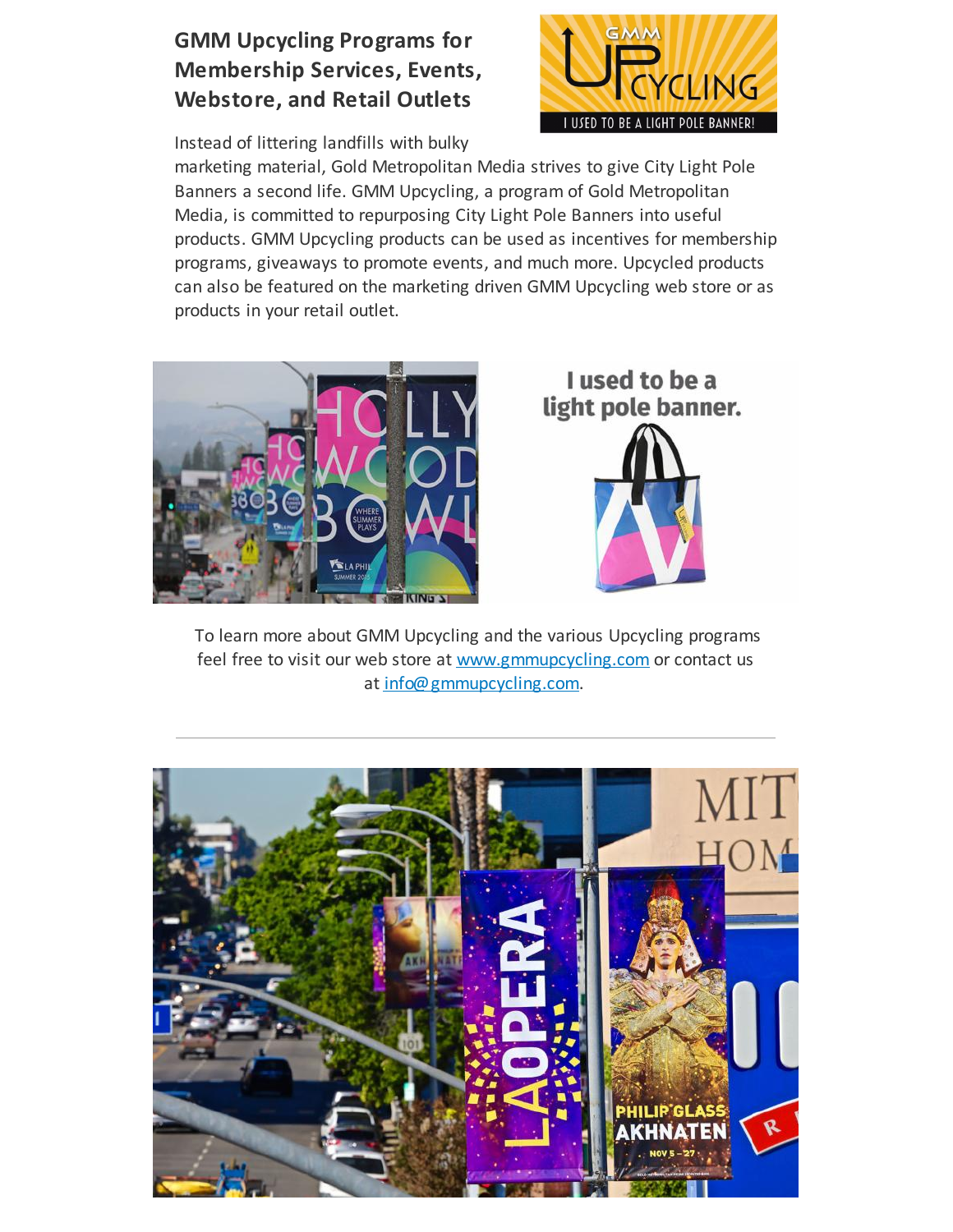## GMM Upcycling Programs for Membership Services, Events, Webstore, and Retail Outlets

Instead of littering landfills with bulky marketing material, Gold Metropolitan Media strives to give City Light Pole Banners a second life. GMM Upcycling, a program of Gold Metropolitan Media, is committed to repurposing City Light Pole Banners into useful products. GMM Upcycling products can be used as incentives for membership programs, giveaways to promote events, and much more. Upcycled products can also be featured on the marketing driven GMM Upcycling web store or as products in your retail outlet.

To learn more about GMM Upcycling and the various Upcycling programs feel free to visit our web store at [www.gmmupcycling.com](http://www.gmmupcycling.com) or contact us at [info@gmmupcycling.com](mailto:info@gmmupcycling.com).

---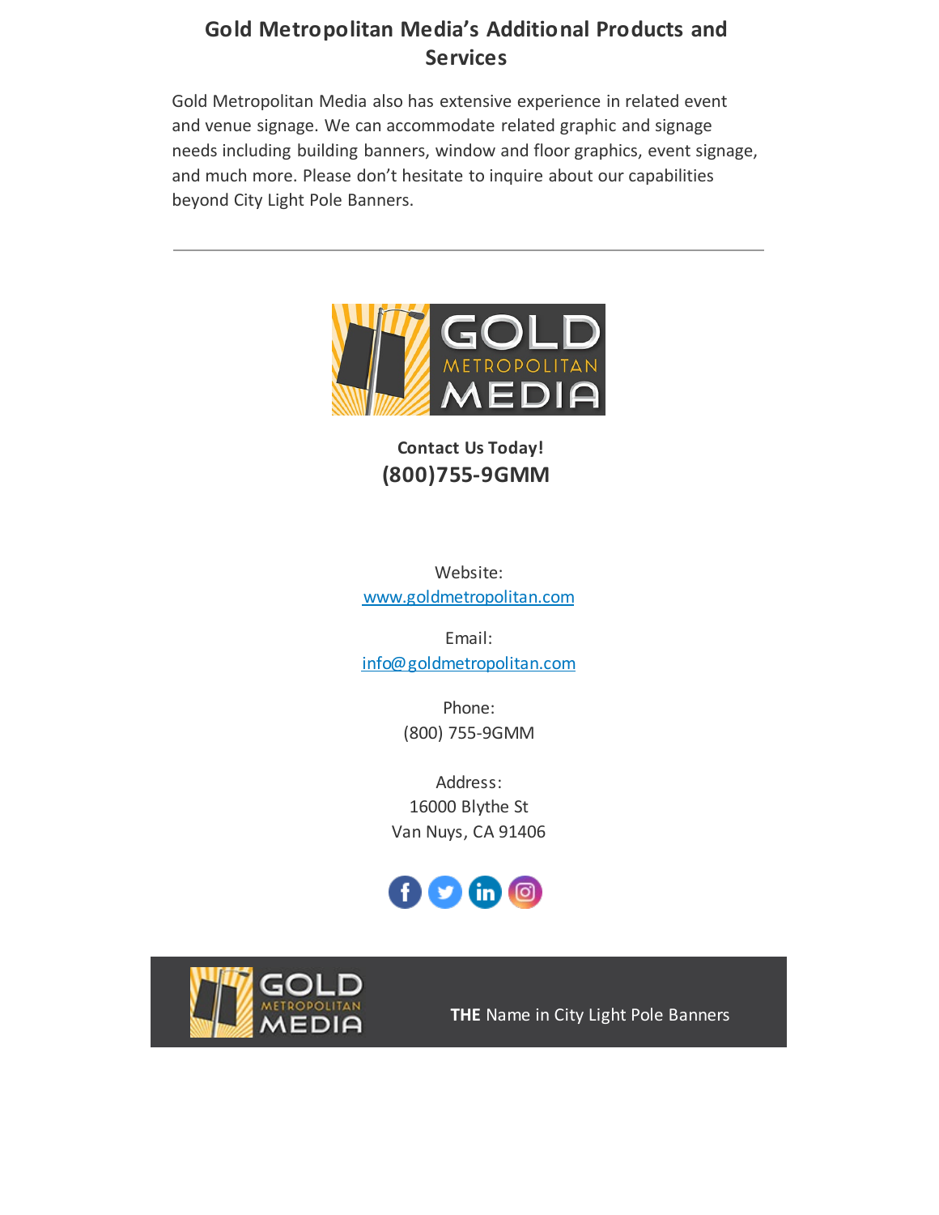## Gold Metropolitan Media's Additional Products and Services

Gold Metropolitan Media also has extensive experience in related event and venue signage. We can accommodate related graphic and signage needs including building banners, window and floor graphics, event signage, and much more. Please don't hesitate to inquire about our capabilities beyond City Light Pole Banners.

---

**Contact Us Today!**

**(800)755-9GMM**

Website:
www.goldmetropolitan.com

Email:
info@goldmetropolitan.com

Phone:
(800) 755-9GMM

Address:
16000 Blythe St
Van Nuys, CA 91406

**THE** Name in City Light Pole Banners